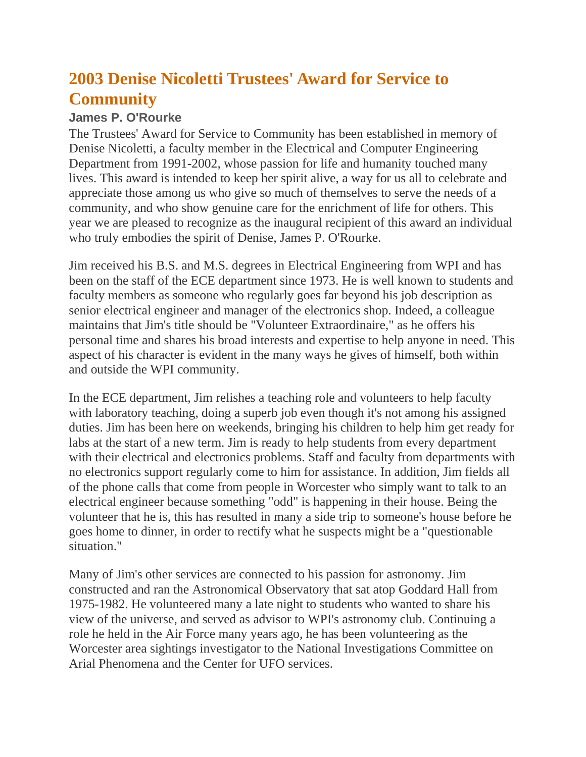# 2003 Denise Nicoletti Trustees' Award for Service to Community

### James P. O'Rourke

The Trustees' Award for Service to Community has been established in memory of Denise Nicoletti, a faculty member in the Electrical and Computer Engineering Department from 1991-2002, whose passion for life and humanity touched many lives. This award is intended to keep her spirit alive, a way for us all to celebrate and appreciate those among us who give so much of themselves to serve the needs of a community, and who show genuine care for the enrichment of life for others. This year we are pleased to recognize as the inaugural recipient of this award an individual who truly embodies the spirit of Denise, James P. O'Rourke.

Jim received his B.S. and M.S. degrees in Electrical Engineering from WPI and has been on the staff of the ECE department since 1973. He is well known to students and faculty members as someone who regularly goes far beyond his job description as senior electrical engineer and manager of the electronics shop. Indeed, a colleague maintains that Jim's title should be "Volunteer Extraordinaire," as he offers his personal time and shares his broad interests and expertise to help anyone in need. This aspect of his character is evident in the many ways he gives of himself, both within and outside the WPI community.

In the ECE department, Jim relishes a teaching role and volunteers to help faculty with laboratory teaching, doing a superb job even though it's not among his assigned duties. Jim has been here on weekends, bringing his children to help him get ready for labs at the start of a new term. Jim is ready to help students from every department with their electrical and electronics problems. Staff and faculty from departments with no electronics support regularly come to him for assistance. In addition, Jim fields all of the phone calls that come from people in Worcester who simply want to talk to an electrical engineer because something "odd" is happening in their house. Being the volunteer that he is, this has resulted in many a side trip to someone's house before he goes home to dinner, in order to rectify what he suspects might be a "questionable situation."

Many of Jim's other services are connected to his passion for astronomy. Jim constructed and ran the Astronomical Observatory that sat atop Goddard Hall from 1975-1982. He volunteered many a late night to students who wanted to share his view of the universe, and served as advisor to WPI's astronomy club. Continuing a role he held in the Air Force many years ago, he has been volunteering as the Worcester area sightings investigator to the National Investigations Committee on Arial Phenomena and the Center for UFO services.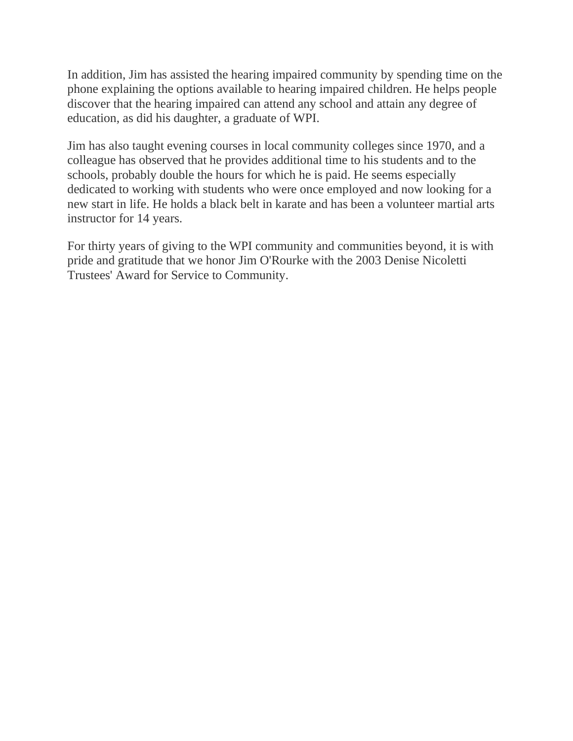In addition, Jim has assisted the hearing impaired community by spending time on the phone explaining the options available to hearing impaired children. He helps people discover that the hearing impaired can attend any school and attain any degree of education, as did his daughter, a graduate of WPI.

Jim has also taught evening courses in local community colleges since 1970, and a colleague has observed that he provides additional time to his students and to the schools, probably double the hours for which he is paid. He seems especially dedicated to working with students who were once employed and now looking for a new start in life. He holds a black belt in karate and has been a volunteer martial arts instructor for 14 years.

For thirty years of giving to the WPI community and communities beyond, it is with pride and gratitude that we honor Jim O'Rourke with the 2003 Denise Nicoletti Trustees' Award for Service to Community.